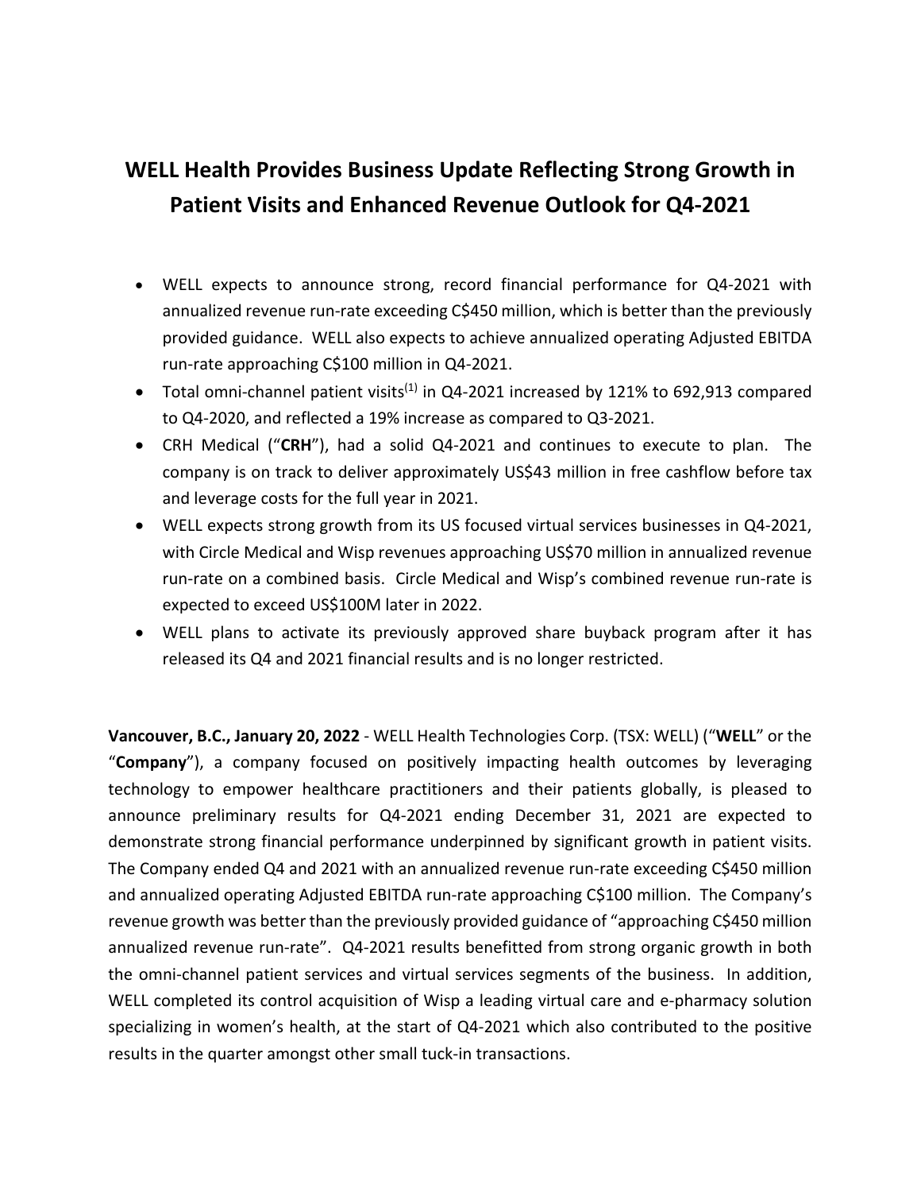# WELL Health Provides Business Update Reflecting Strong Growth in Patient Visits and Enhanced Revenue Outlook for Q4-2021

- WELL expects to announce strong, record financial performance for Q4-2021 with annualized revenue run-rate exceeding C$450 million, which is better than the previously provided guidance. WELL also expects to achieve annualized operating Adjusted EBITDA run-rate approaching C$100 million in Q4-2021.
- Total omni-channel patient visits[1] in Q4-2021 increased by 121% to 692,913 compared to Q4-2020, and reflected a 19% increase as compared to Q3-2021.
- CRH Medical ("**CRH**"), had a solid Q4-2021 and continues to execute to plan. The company is on track to deliver approximately US$43 million in free cashflow before tax and leverage costs for the full year in 2021.
- WELL expects strong growth from its US focused virtual services businesses in Q4-2021, with Circle Medical and Wisp revenues approaching US$70 million in annualized revenue run-rate on a combined basis. Circle Medical and Wisp's combined revenue run-rate is expected to exceed US$100M later in 2022.
- WELL plans to activate its previously approved share buyback program after it has released its Q4 and 2021 financial results and is no longer restricted.

**Vancouver, B.C., January 20, 2022** - WELL Health Technologies Corp. (TSX: WELL) ("**WELL**" or the "**Company**"), a company focused on positively impacting health outcomes by leveraging technology to empower healthcare practitioners and their patients globally, is pleased to announce preliminary results for Q4-2021 ending December 31, 2021 are expected to demonstrate strong financial performance underpinned by significant growth in patient visits. The Company ended Q4 and 2021 with an annualized revenue run-rate exceeding C$450 million and annualized operating Adjusted EBITDA run-rate approaching C$100 million. The Company's revenue growth was better than the previously provided guidance of "approaching C$450 million annualized revenue run-rate". Q4-2021 results benefitted from strong organic growth in both the omni-channel patient services and virtual services segments of the business. In addition, WELL completed its control acquisition of Wisp a leading virtual care and e-pharmacy solution specializing in women's health, at the start of Q4-2021 which also contributed to the positive results in the quarter amongst other small tuck-in transactions.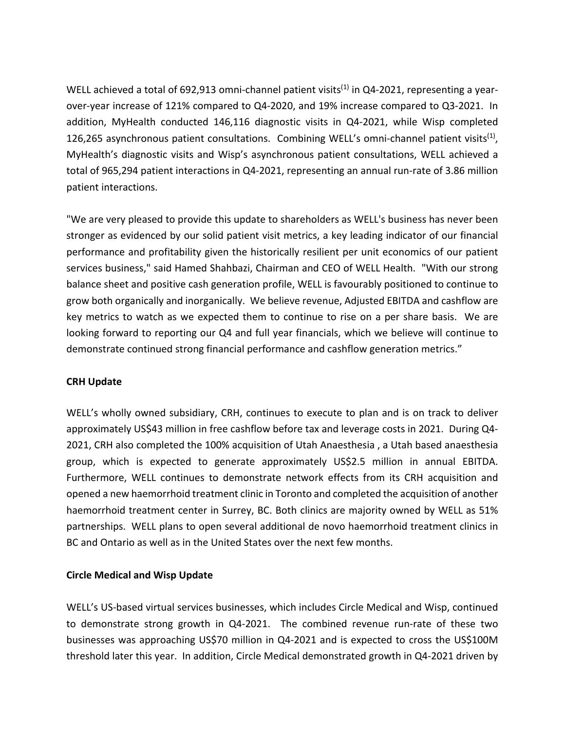WELL achieved a total of 692,913 omni-channel patient visits[(1)] in Q4-2021, representing a year-over-year increase of 121% compared to Q4-2020, and 19% increase compared to Q3-2021. In addition, MyHealth conducted 146,116 diagnostic visits in Q4-2021, while Wisp completed 126,265 asynchronous patient consultations. Combining WELL's omni-channel patient visits[(1)], MyHealth's diagnostic visits and Wisp's asynchronous patient consultations, WELL achieved a total of 965,294 patient interactions in Q4-2021, representing an annual run-rate of 3.86 million patient interactions.

"We are very pleased to provide this update to shareholders as WELL's business has never been stronger as evidenced by our solid patient visit metrics, a key leading indicator of our financial performance and profitability given the historically resilient per unit economics of our patient services business," said Hamed Shahbazi, Chairman and CEO of WELL Health. "With our strong balance sheet and positive cash generation profile, WELL is favourably positioned to continue to grow both organically and inorganically. We believe revenue, Adjusted EBITDA and cashflow are key metrics to watch as we expected them to continue to rise on a per share basis. We are looking forward to reporting our Q4 and full year financials, which we believe will continue to demonstrate continued strong financial performance and cashflow generation metrics."

**CRH Update**

WELL's wholly owned subsidiary, CRH, continues to execute to plan and is on track to deliver approximately US$43 million in free cashflow before tax and leverage costs in 2021. During Q4-2021, CRH also completed the 100% acquisition of Utah Anaesthesia , a Utah based anaesthesia group, which is expected to generate approximately US$2.5 million in annual EBITDA. Furthermore, WELL continues to demonstrate network effects from its CRH acquisition and opened a new haemorrhoid treatment clinic in Toronto and completed the acquisition of another haemorrhoid treatment center in Surrey, BC. Both clinics are majority owned by WELL as 51% partnerships. WELL plans to open several additional de novo haemorrhoid treatment clinics in BC and Ontario as well as in the United States over the next few months.

**Circle Medical and Wisp Update**

WELL's US-based virtual services businesses, which includes Circle Medical and Wisp, continued to demonstrate strong growth in Q4-2021. The combined revenue run-rate of these two businesses was approaching US$70 million in Q4-2021 and is expected to cross the US$100M threshold later this year. In addition, Circle Medical demonstrated growth in Q4-2021 driven by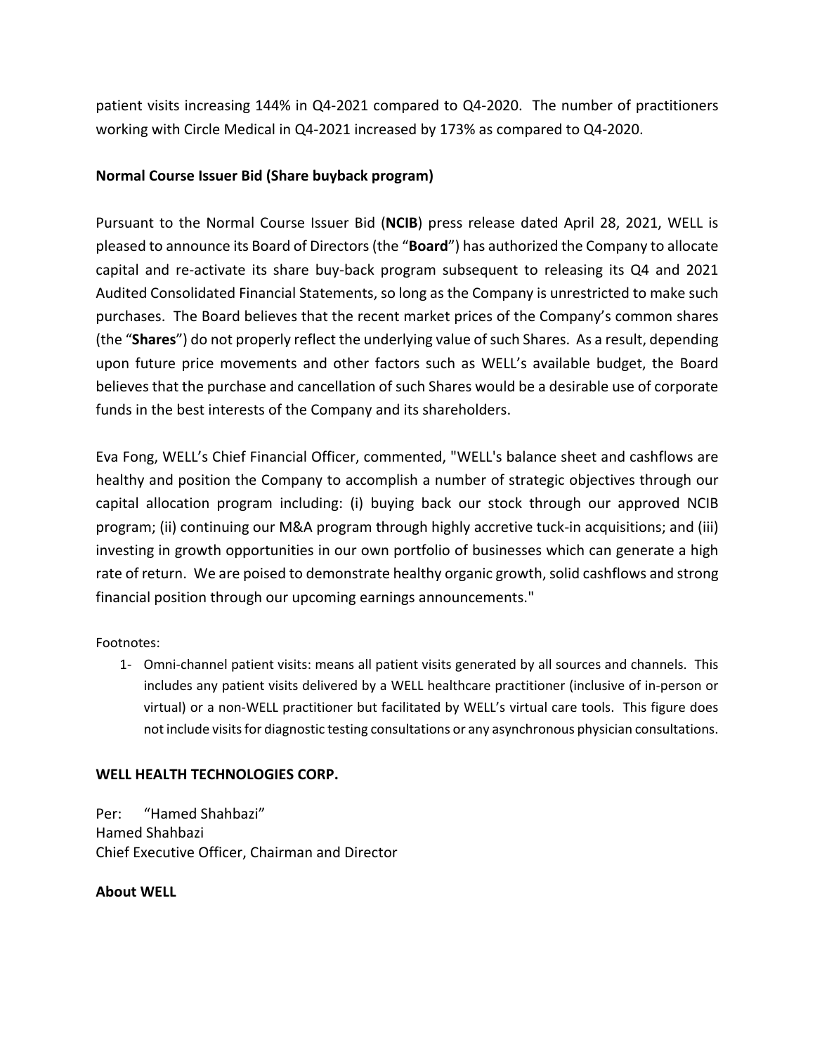patient visits increasing 144% in Q4-2021 compared to Q4-2020. The number of practitioners working with Circle Medical in Q4-2021 increased by 173% as compared to Q4-2020.

**Normal Course Issuer Bid (Share buyback program)**

Pursuant to the Normal Course Issuer Bid (**NCIB**) press release dated April 28, 2021, WELL is pleased to announce its Board of Directors (the "**Board**") has authorized the Company to allocate capital and re-activate its share buy-back program subsequent to releasing its Q4 and 2021 Audited Consolidated Financial Statements, so long as the Company is unrestricted to make such purchases. The Board believes that the recent market prices of the Company's common shares (the "**Shares**") do not properly reflect the underlying value of such Shares. As a result, depending upon future price movements and other factors such as WELL's available budget, the Board believes that the purchase and cancellation of such Shares would be a desirable use of corporate funds in the best interests of the Company and its shareholders.

Eva Fong, WELL's Chief Financial Officer, commented, "WELL's balance sheet and cashflows are healthy and position the Company to accomplish a number of strategic objectives through our capital allocation program including: (i) buying back our stock through our approved NCIB program; (ii) continuing our M&A program through highly accretive tuck-in acquisitions; and (iii) investing in growth opportunities in our own portfolio of businesses which can generate a high rate of return. We are poised to demonstrate healthy organic growth, solid cashflows and strong financial position through our upcoming earnings announcements."

Footnotes:

1- Omni-channel patient visits: means all patient visits generated by all sources and channels. This includes any patient visits delivered by a WELL healthcare practitioner (inclusive of in-person or virtual) or a non-WELL practitioner but facilitated by WELL's virtual care tools. This figure does not include visits for diagnostic testing consultations or any asynchronous physician consultations.

**WELL HEALTH TECHNOLOGIES CORP.**

Per: "Hamed Shahbazi"
Hamed Shahbazi
Chief Executive Officer, Chairman and Director

**About WELL**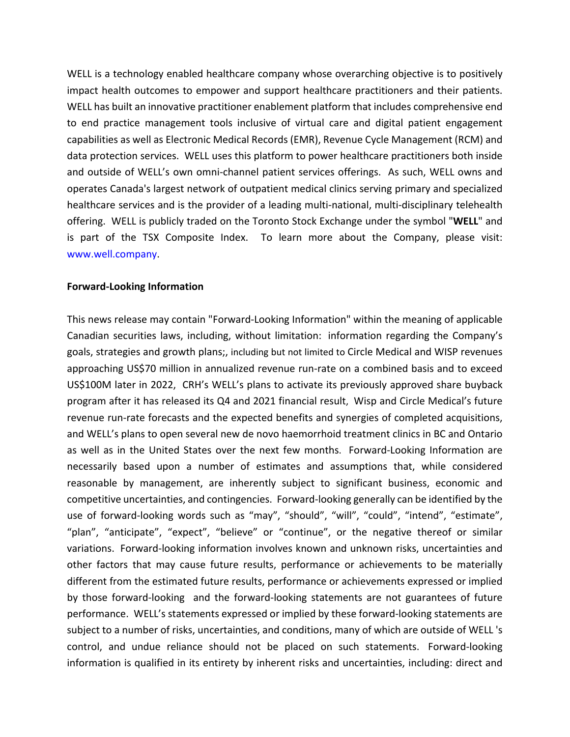WELL is a technology enabled healthcare company whose overarching objective is to positively impact health outcomes to empower and support healthcare practitioners and their patients. WELL has built an innovative practitioner enablement platform that includes comprehensive end to end practice management tools inclusive of virtual care and digital patient engagement capabilities as well as Electronic Medical Records (EMR), Revenue Cycle Management (RCM) and data protection services. WELL uses this platform to power healthcare practitioners both inside and outside of WELL's own omni-channel patient services offerings. As such, WELL owns and operates Canada's largest network of outpatient medical clinics serving primary and specialized healthcare services and is the provider of a leading multi-national, multi-disciplinary telehealth offering. WELL is publicly traded on the Toronto Stock Exchange under the symbol "**WELL**" and is part of the TSX Composite Index. To learn more about the Company, please visit: www.well.company.

**Forward-Looking Information**

This news release may contain "Forward-Looking Information" within the meaning of applicable Canadian securities laws, including, without limitation: information regarding the Company's goals, strategies and growth plans;, including but not limited to Circle Medical and WISP revenues approaching US$70 million in annualized revenue run-rate on a combined basis and to exceed US$100M later in 2022, CRH's WELL's plans to activate its previously approved share buyback program after it has released its Q4 and 2021 financial result, Wisp and Circle Medical's future revenue run-rate forecasts and the expected benefits and synergies of completed acquisitions, and WELL's plans to open several new de novo haemorrhoid treatment clinics in BC and Ontario as well as in the United States over the next few months. Forward-Looking Information are necessarily based upon a number of estimates and assumptions that, while considered reasonable by management, are inherently subject to significant business, economic and competitive uncertainties, and contingencies. Forward-looking generally can be identified by the use of forward-looking words such as "may", "should", "will", "could", "intend", "estimate", "plan", "anticipate", "expect", "believe" or "continue", or the negative thereof or similar variations. Forward-looking information involves known and unknown risks, uncertainties and other factors that may cause future results, performance or achievements to be materially different from the estimated future results, performance or achievements expressed or implied by those forward-looking and the forward-looking statements are not guarantees of future performance. WELL's statements expressed or implied by these forward-looking statements are subject to a number of risks, uncertainties, and conditions, many of which are outside of WELL 's control, and undue reliance should not be placed on such statements. Forward-looking information is qualified in its entirety by inherent risks and uncertainties, including: direct and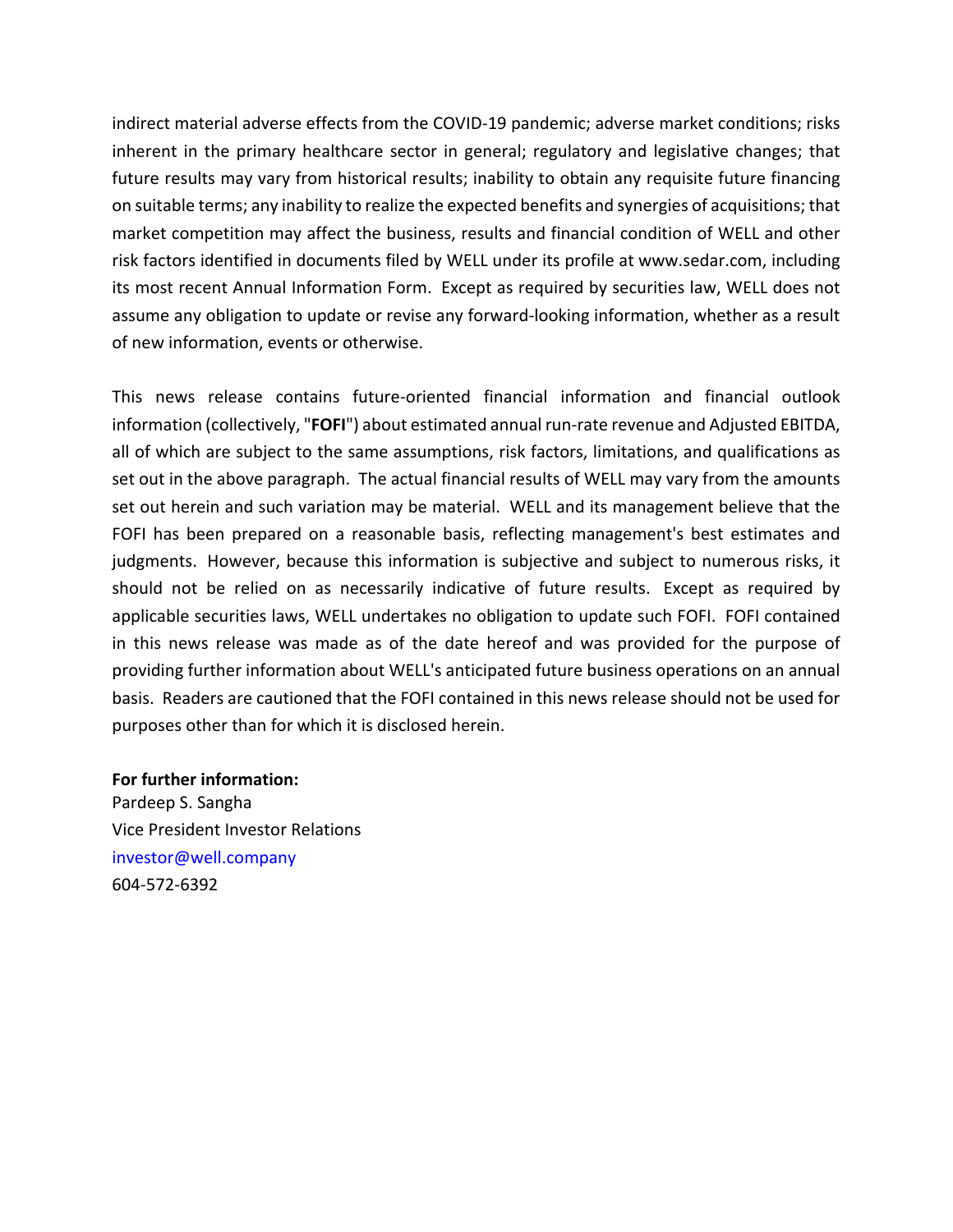indirect material adverse effects from the COVID-19 pandemic; adverse market conditions; risks inherent in the primary healthcare sector in general; regulatory and legislative changes; that future results may vary from historical results; inability to obtain any requisite future financing on suitable terms; any inability to realize the expected benefits and synergies of acquisitions; that market competition may affect the business, results and financial condition of WELL and other risk factors identified in documents filed by WELL under its profile at www.sedar.com, including its most recent Annual Information Form. Except as required by securities law, WELL does not assume any obligation to update or revise any forward-looking information, whether as a result of new information, events or otherwise.

This news release contains future-oriented financial information and financial outlook information (collectively, "**FOFI**") about estimated annual run-rate revenue and Adjusted EBITDA, all of which are subject to the same assumptions, risk factors, limitations, and qualifications as set out in the above paragraph. The actual financial results of WELL may vary from the amounts set out herein and such variation may be material. WELL and its management believe that the FOFI has been prepared on a reasonable basis, reflecting management's best estimates and judgments. However, because this information is subjective and subject to numerous risks, it should not be relied on as necessarily indicative of future results. Except as required by applicable securities laws, WELL undertakes no obligation to update such FOFI. FOFI contained in this news release was made as of the date hereof and was provided for the purpose of providing further information about WELL's anticipated future business operations on an annual basis. Readers are cautioned that the FOFI contained in this news release should not be used for purposes other than for which it is disclosed herein.

**For further information:**
Pardeep S. Sangha
Vice President Investor Relations
investor@well.company
604-572-6392